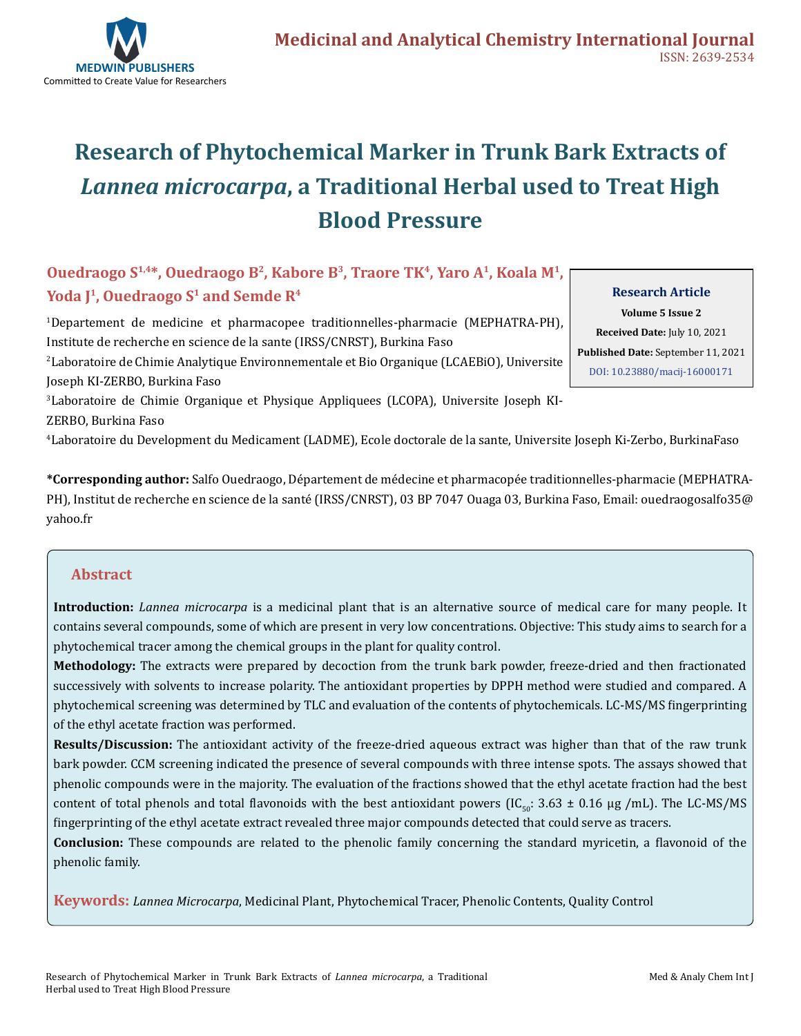# Research of Phytochemical Marker in Trunk Bark Extracts of *Lannea microcarpa*, a Traditional Herbal used to Treat High Blood Pressure

**Ouedraogo S[1,4]*, Ouedraogo B[2], Kabore B[3], Traore TK[4], Yaro A[1], Koala M[1], Yoda J[1], Ouedraogo S[1] and Semde R[4]**

[1]Departement de medicine et pharmacopee traditionnelles-pharmacie (MEPHATRA-PH), Institute de recherche en science de la sante (IRSS/CNRST), Burkina Faso

[2]Laboratoire de Chimie Analytique Environnementale et Bio Organique (LCAEBiO), Universite Joseph KI-ZERBO, Burkina Faso

[3]Laboratoire de Chimie Organique et Physique Appliquees (LCOPA), Universite Joseph KI-ZERBO, Burkina Faso

[4]Laboratoire du Development du Medicament (LADME), Ecole doctorale de la sante, Universite Joseph Ki-Zerbo, BurkinaFaso

**Research Article**
**Volume 5 Issue 2**
**Received Date:** July 10, 2021
**Published Date:** September 11, 2021
DOI: 10.23880/macij-16000171

**\*Corresponding author:** Salfo Ouedraogo, Département de médecine et pharmacopée traditionnelles-pharmacie (MEPHATRA-PH), Institut de recherche en science de la santé (IRSS/CNRST), 03 BP 7047 Ouaga 03, Burkina Faso, Email: ouedraogosalfo35@yahoo.fr

## Abstract

**Introduction:** *Lannea microcarpa* is a medicinal plant that is an alternative source of medical care for many people. It contains several compounds, some of which are present in very low concentrations. Objective: This study aims to search for a phytochemical tracer among the chemical groups in the plant for quality control.

**Methodology:** The extracts were prepared by decoction from the trunk bark powder, freeze-dried and then fractionated successively with solvents to increase polarity. The antioxidant properties by DPPH method were studied and compared. A phytochemical screening was determined by TLC and evaluation of the contents of phytochemicals. LC-MS/MS fingerprinting of the ethyl acetate fraction was performed.

**Results/Discussion:** The antioxidant activity of the freeze-dried aqueous extract was higher than that of the raw trunk bark powder. CCM screening indicated the presence of several compounds with three intense spots. The assays showed that phenolic compounds were in the majority. The evaluation of the fractions showed that the ethyl acetate fraction had the best content of total phenols and total flavonoids with the best antioxidant powers ($IC_{50}$: 3.63 ± 0.16 µg /mL). The LC-MS/MS fingerprinting of the ethyl acetate extract revealed three major compounds detected that could serve as tracers.

**Conclusion:** These compounds are related to the phenolic family concerning the standard myricetin, a flavonoid of the phenolic family.

**Keywords:** *Lannea Microcarpa*, Medicinal Plant, Phytochemical Tracer, Phenolic Contents, Quality Control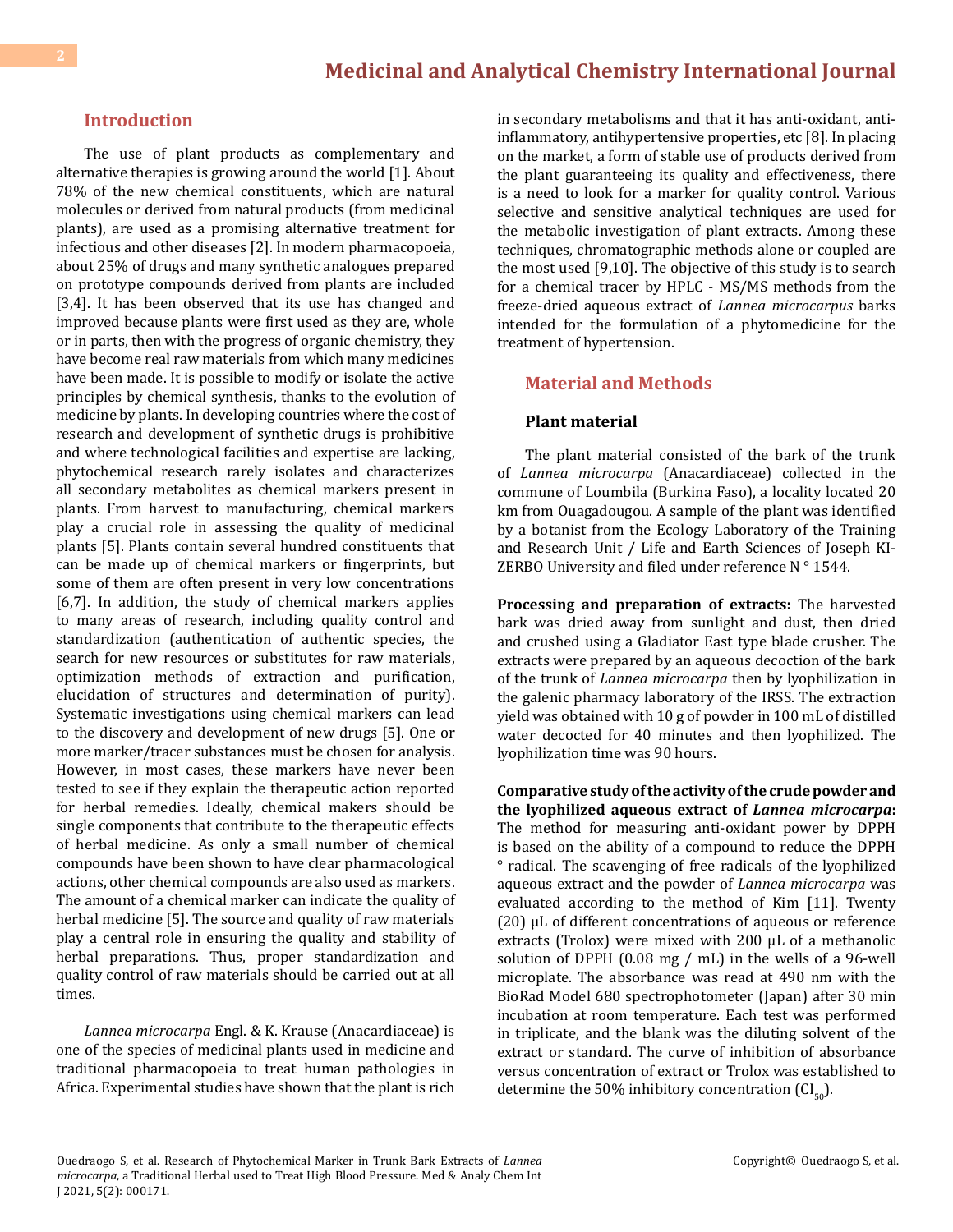## Introduction

The use of plant products as complementary and alternative therapies is growing around the world [1]. About 78% of the new chemical constituents, which are natural molecules or derived from natural products (from medicinal plants), are used as a promising alternative treatment for infectious and other diseases [2]. In modern pharmacopoeia, about 25% of drugs and many synthetic analogues prepared on prototype compounds derived from plants are included [3,4]. It has been observed that its use has changed and improved because plants were first used as they are, whole or in parts, then with the progress of organic chemistry, they have become real raw materials from which many medicines have been made. It is possible to modify or isolate the active principles by chemical synthesis, thanks to the evolution of medicine by plants. In developing countries where the cost of research and development of synthetic drugs is prohibitive and where technological facilities and expertise are lacking, phytochemical research rarely isolates and characterizes all secondary metabolites as chemical markers present in plants. From harvest to manufacturing, chemical markers play a crucial role in assessing the quality of medicinal plants [5]. Plants contain several hundred constituents that can be made up of chemical markers or fingerprints, but some of them are often present in very low concentrations [6,7]. In addition, the study of chemical markers applies to many areas of research, including quality control and standardization (authentication of authentic species, the search for new resources or substitutes for raw materials, optimization methods of extraction and purification, elucidation of structures and determination of purity). Systematic investigations using chemical markers can lead to the discovery and development of new drugs [5]. One or more marker/tracer substances must be chosen for analysis. However, in most cases, these markers have never been tested to see if they explain the therapeutic action reported for herbal remedies. Ideally, chemical makers should be single components that contribute to the therapeutic effects of herbal medicine. As only a small number of chemical compounds have been shown to have clear pharmacological actions, other chemical compounds are also used as markers. The amount of a chemical marker can indicate the quality of herbal medicine [5]. The source and quality of raw materials play a central role in ensuring the quality and stability of herbal preparations. Thus, proper standardization and quality control of raw materials should be carried out at all times.

*Lannea microcarpa* Engl. & K. Krause (Anacardiaceae) is one of the species of medicinal plants used in medicine and traditional pharmacopoeia to treat human pathologies in Africa. Experimental studies have shown that the plant is rich in secondary metabolisms and that it has anti-oxidant, anti-inflammatory, antihypertensive properties, etc [8]. In placing on the market, a form of stable use of products derived from the plant guaranteeing its quality and effectiveness, there is a need to look for a marker for quality control. Various selective and sensitive analytical techniques are used for the metabolic investigation of plant extracts. Among these techniques, chromatographic methods alone or coupled are the most used [9,10]. The objective of this study is to search for a chemical tracer by HPLC - MS/MS methods from the freeze-dried aqueous extract of *Lannea microcarpus* barks intended for the formulation of a phytomedicine for the treatment of hypertension.

## Material and Methods

### Plant material

The plant material consisted of the bark of the trunk of *Lannea microcarpa* (Anacardiaceae) collected in the commune of Loumbila (Burkina Faso), a locality located 20 km from Ouagadougou. A sample of the plant was identified by a botanist from the Ecology Laboratory of the Training and Research Unit / Life and Earth Sciences of Joseph KI-ZERBO University and filed under reference N ° 1544.

**Processing and preparation of extracts:** The harvested bark was dried away from sunlight and dust, then dried and crushed using a Gladiator East type blade crusher. The extracts were prepared by an aqueous decoction of the bark of the trunk of *Lannea microcarpa* then by lyophilization in the galenic pharmacy laboratory of the IRSS. The extraction yield was obtained with 10 g of powder in 100 mL of distilled water decocted for 40 minutes and then lyophilized. The lyophilization time was 90 hours.

**Comparative study of the activity of the crude powder and the lyophilized aqueous extract of *Lannea microcarpa*:** The method for measuring anti-oxidant power by DPPH is based on the ability of a compound to reduce the DPPH ° radical. The scavenging of free radicals of the lyophilized aqueous extract and the powder of *Lannea microcarpa* was evaluated according to the method of Kim [11]. Twenty (20) µL of different concentrations of aqueous or reference extracts (Trolox) were mixed with 200 µL of a methanolic solution of DPPH (0.08 mg / mL) in the wells of a 96-well microplate. The absorbance was read at 490 nm with the BioRad Model 680 spectrophotometer (Japan) after 30 min incubation at room temperature. Each test was performed in triplicate, and the blank was the diluting solvent of the extract or standard. The curve of inhibition of absorbance versus concentration of extract or Trolox was established to determine the 50% inhibitory concentration ($CI_{50}$).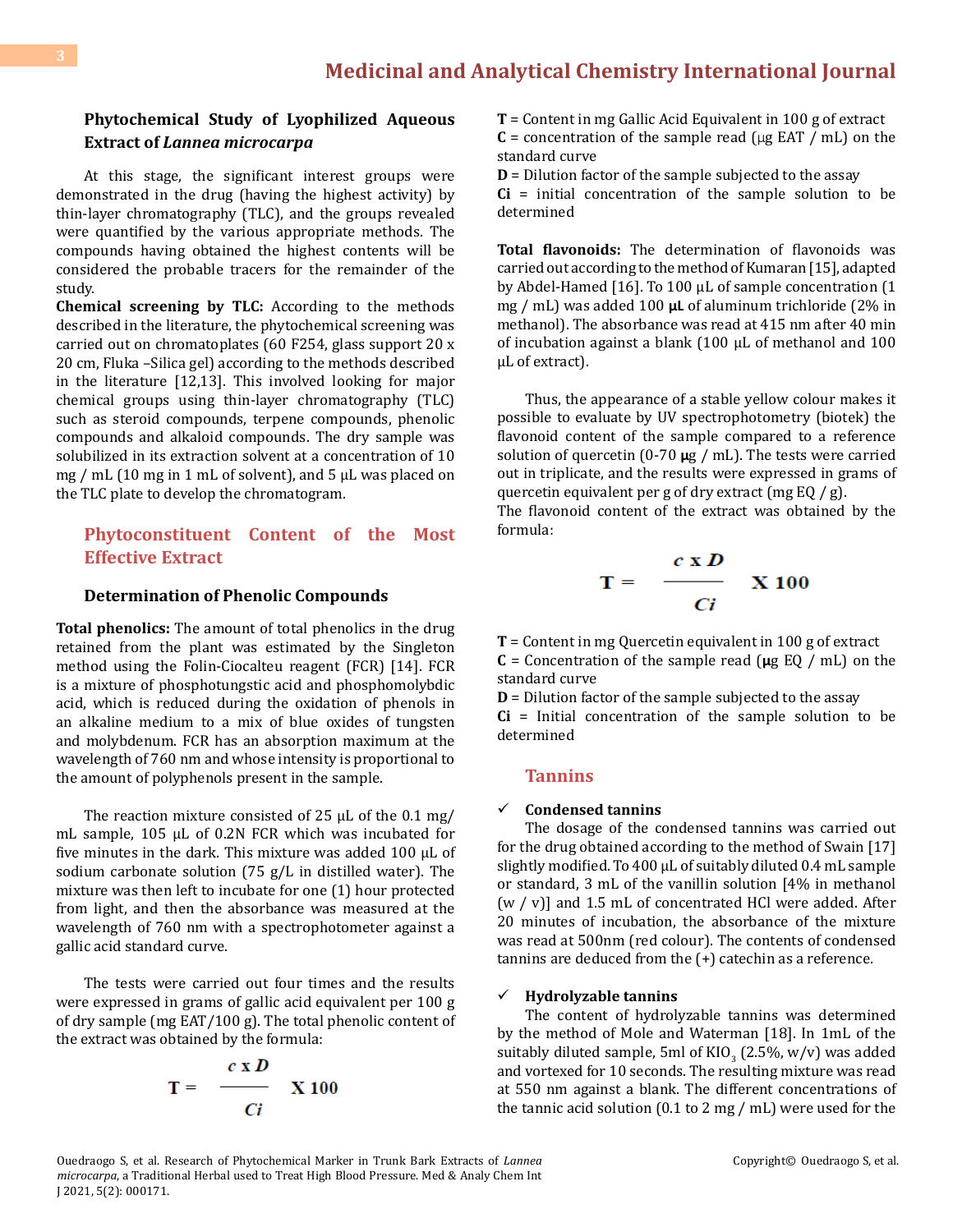### Phytochemical Study of Lyophilized Aqueous Extract of *Lannea microcarpa*

At this stage, the significant interest groups were demonstrated in the drug (having the highest activity) by thin-layer chromatography (TLC), and the groups revealed were quantified by the various appropriate methods. The compounds having obtained the highest contents will be considered the probable tracers for the remainder of the study.

**Chemical screening by TLC:** According to the methods described in the literature, the phytochemical screening was carried out on chromatoplates (60 F254, glass support 20 x 20 cm, Fluka –Silica gel) according to the methods described in the literature [12,13]. This involved looking for major chemical groups using thin-layer chromatography (TLC) such as steroid compounds, terpene compounds, phenolic compounds and alkaloid compounds. The dry sample was solubilized in its extraction solvent at a concentration of 10 mg / mL (10 mg in 1 mL of solvent), and 5 µL was placed on the TLC plate to develop the chromatogram.

## Phytoconstituent Content of the Most Effective Extract

### Determination of Phenolic Compounds

**Total phenolics:** The amount of total phenolics in the drug retained from the plant was estimated by the Singleton method using the Folin-Ciocalteu reagent (FCR) [14]. FCR is a mixture of phosphotungstic acid and phosphomolybdic acid, which is reduced during the oxidation of phenols in an alkaline medium to a mix of blue oxides of tungsten and molybdenum. FCR has an absorption maximum at the wavelength of 760 nm and whose intensity is proportional to the amount of polyphenols present in the sample.

The reaction mixture consisted of 25 µL of the 0.1 mg/mL sample, 105 µL of 0.2N FCR which was incubated for five minutes in the dark. This mixture was added 100 µL of sodium carbonate solution (75 g/L in distilled water). The mixture was then left to incubate for one (1) hour protected from light, and then the absorbance was measured at the wavelength of 760 nm with a spectrophotometer against a gallic acid standard curve.

The tests were carried out four times and the results were expressed in grams of gallic acid equivalent per 100 g of dry sample (mg EAT/100 g). The total phenolic content of the extract was obtained by the formula:

$$T = \frac{c \times D}{Ci} \times 100$$

**T** = Content in mg Gallic Acid Equivalent in 100 g of extract
**C** = concentration of the sample read (µg EAT / mL) on the standard curve
**D** = Dilution factor of the sample subjected to the assay
**Ci** = initial concentration of the sample solution to be determined

**Total flavonoids:** The determination of flavonoids was carried out according to the method of Kumaran [15], adapted by Abdel-Hamed [16]. To 100 µL of sample concentration (1 mg / mL) was added 100 **µL** of aluminum trichloride (2% in methanol). The absorbance was read at 415 nm after 40 min of incubation against a blank (100 µL of methanol and 100 µL of extract).

Thus, the appearance of a stable yellow colour makes it possible to evaluate by UV spectrophotometry (biotek) the flavonoid content of the sample compared to a reference solution of quercetin (0-70 **µg** / mL). The tests were carried out in triplicate, and the results were expressed in grams of quercetin equivalent per g of dry extract (mg EQ / g).
The flavonoid content of the extract was obtained by the formula:

$$T = \frac{c \times D}{Ci} \times 100$$

**T** = Content in mg Quercetin equivalent in 100 g of extract
**C** = Concentration of the sample read (**µg** EQ / mL) on the standard curve
**D** = Dilution factor of the sample subjected to the assay
**Ci** = Initial concentration of the sample solution to be determined

## Tannins

- ✓ **Condensed tannins**

The dosage of the condensed tannins was carried out for the drug obtained according to the method of Swain [17] slightly modified. To 400 µL of suitably diluted 0.4 mL sample or standard, 3 mL of the vanillin solution [4% in methanol (w / v)] and 1.5 mL of concentrated HCl were added. After 20 minutes of incubation, the absorbance of the mixture was read at 500nm (red colour). The contents of condensed tannins are deduced from the (+) catechin as a reference.

- ✓ **Hydrolyzable tannins**

The content of hydrolyzable tannins was determined by the method of Mole and Waterman [18]. In 1mL of the suitably diluted sample, 5ml of $KIO_3$ (2.5%, w/v) was added and vortexed for 10 seconds. The resulting mixture was read at 550 nm against a blank. The different concentrations of the tannic acid solution (0.1 to 2 mg / mL) were used for the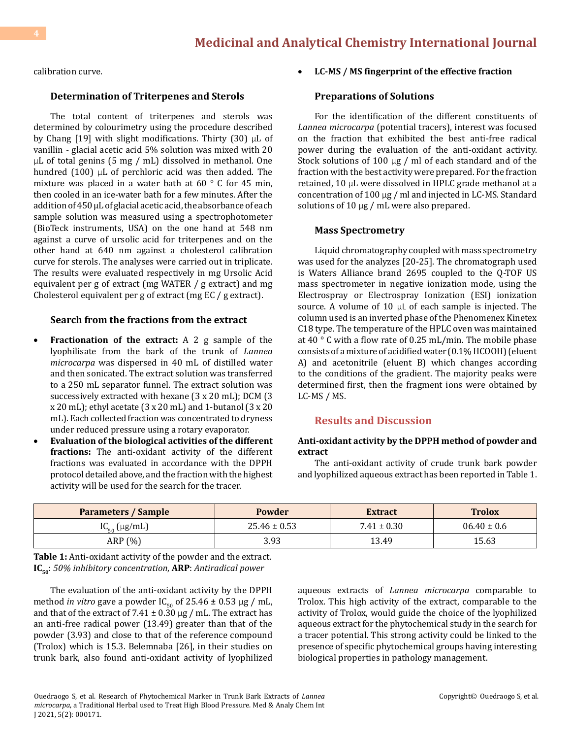calibration curve.

### Determination of Triterpenes and Sterols

The total content of triterpenes and sterols was determined by colourimetry using the procedure described by Chang [19] with slight modifications. Thirty (30) μL of vanillin - glacial acetic acid 5% solution was mixed with 20 μL of total genins (5 mg / mL) dissolved in methanol. One hundred (100) μL of perchloric acid was then added. The mixture was placed in a water bath at 60 ° C for 45 min, then cooled in an ice-water bath for a few minutes. After the addition of 450 μL of glacial acetic acid, the absorbance of each sample solution was measured using a spectrophotometer (BioTeck instruments, USA) on the one hand at 548 nm against a curve of ursolic acid for triterpenes and on the other hand at 640 nm against a cholesterol calibration curve for sterols. The analyses were carried out in triplicate. The results were evaluated respectively in mg Ursolic Acid equivalent per g of extract (mg WATER / g extract) and mg Cholesterol equivalent per g of extract (mg EC / g extract).

### Search from the fractions from the extract

- **Fractionation of the extract:** A 2 g sample of the lyophilisate from the bark of the trunk of *Lannea microcarpa* was dispersed in 40 mL of distilled water and then sonicated. The extract solution was transferred to a 250 mL separator funnel. The extract solution was successively extracted with hexane (3 x 20 mL); DCM (3 x 20 mL); ethyl acetate (3 x 20 mL) and 1-butanol (3 x 20 mL). Each collected fraction was concentrated to dryness under reduced pressure using a rotary evaporator.
- **Evaluation of the biological activities of the different fractions:** The anti-oxidant activity of the different fractions was evaluated in accordance with the DPPH protocol detailed above, and the fraction with the highest activity will be used for the search for the tracer.
- **LC-MS / MS fingerprint of the effective fraction**

### Preparations of Solutions

For the identification of the different constituents of *Lannea microcarpa* (potential tracers), interest was focused on the fraction that exhibited the best anti-free radical power during the evaluation of the anti-oxidant activity. Stock solutions of 100 μg / ml of each standard and of the fraction with the best activity were prepared. For the fraction retained, 10 μL were dissolved in HPLC grade methanol at a concentration of 100 μg / ml and injected in LC-MS. Standard solutions of 10 μg / mL were also prepared.

### Mass Spectrometry

Liquid chromatography coupled with mass spectrometry was used for the analyzes [20-25]. The chromatograph used is Waters Alliance brand 2695 coupled to the Q-TOF US mass spectrometer in negative ionization mode, using the Electrospray or Electrospray Ionization (ESI) ionization source. A volume of 10 μL of each sample is injected. The column used is an inverted phase of the Phenomenex Kinetex C18 type. The temperature of the HPLC oven was maintained at 40 ° C with a flow rate of 0.25 mL/min. The mobile phase consists of a mixture of acidified water (0.1% HCOOH) (eluent A) and acetonitrile (eluent B) which changes according to the conditions of the gradient. The majority peaks were determined first, then the fragment ions were obtained by LC-MS / MS.

## Results and Discussion

#### Anti-oxidant activity by the DPPH method of powder and extract

The anti-oxidant activity of crude trunk bark powder and lyophilized aqueous extract has been reported in Table 1.

| Parameters / Sample | Powder | Extract | Trolox |
|---|---|---|---|
| $IC_{50}$ (μg/mL) | 25.46 ± 0.53 | 7.41 ± 0.30 | 06.40 ± 0.6 |
| ARP (%) | 3.93 | 13.49 | 15.63 |

**Table 1:** Anti-oxidant activity of the powder and the extract.
**$IC_{50}$**: *50% inhibitory concentration*, **ARP**: *Antiradical power*

The evaluation of the anti-oxidant activity by the DPPH method *in vitro* gave a powder $IC_{50}$ of 25.46 ± 0.53 μg / mL, and that of the extract of 7.41 ± 0.30 μg / mL. The extract has an anti-free radical power (13.49) greater than that of the powder (3.93) and close to that of the reference compound (Trolox) which is 15.3. Belemnaba [26], in their studies on trunk bark, also found anti-oxidant activity of lyophilized aqueous extracts of *Lannea microcarpa* comparable to Trolox. This high activity of the extract, comparable to the activity of Trolox, would guide the choice of the lyophilized aqueous extract for the phytochemical study in the search for a tracer potential. This strong activity could be linked to the presence of specific phytochemical groups having interesting biological properties in pathology management.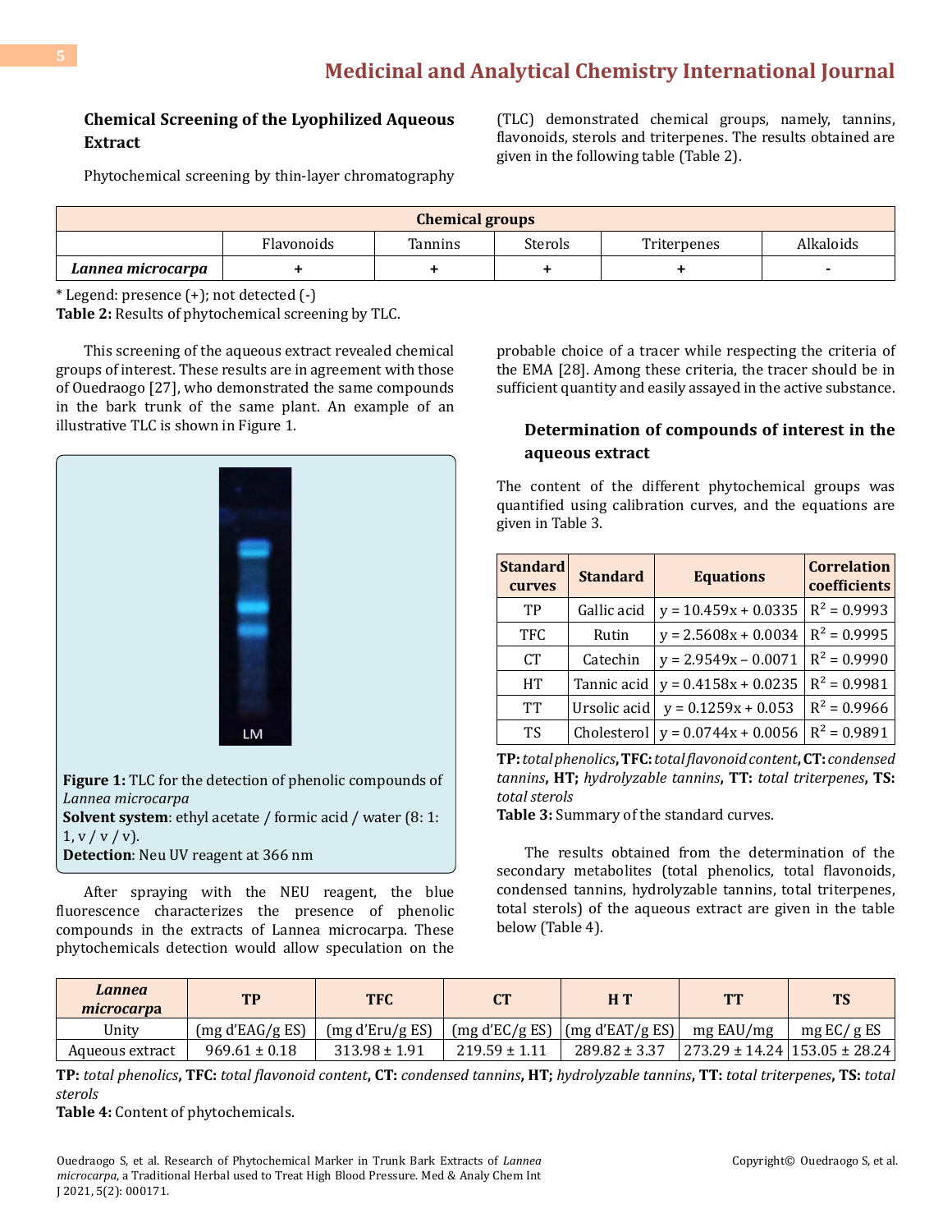### Chemical Screening of the Lyophilized Aqueous Extract

Phytochemical screening by thin-layer chromatography (TLC) demonstrated chemical groups, namely, tannins, flavonoids, sterols and triterpenes. The results obtained are given in the following table (Table 2).

| Chemical groups | | | | | |
|---|---|---|---|---|---|
| | Flavonoids | Tannins | Sterols | Triterpenes | Alkaloids |
| ***Lannea microcarpa*** | **+** | **+** | **+** | **+** | **-** |

\* Legend: presence (+); not detected (-)

**Table 2:** Results of phytochemical screening by TLC.

This screening of the aqueous extract revealed chemical groups of interest. These results are in agreement with those of Ouedraogo [27], who demonstrated the same compounds in the bark trunk of the same plant. An example of an illustrative TLC is shown in Figure 1.

**Figure 1:** TLC for the detection of phenolic compounds of *Lannea microcarpa*
**Solvent system**: ethyl acetate / formic acid / water (8: 1: 1, v / v / v).
**Detection**: Neu UV reagent at 366 nm

After spraying with the NEU reagent, the blue fluorescence characterizes the presence of phenolic compounds in the extracts of Lannea microcarpa. These phytochemicals detection would allow speculation on the probable choice of a tracer while respecting the criteria of the EMA [28]. Among these criteria, the tracer should be in sufficient quantity and easily assayed in the active substance.

### Determination of compounds of interest in the aqueous extract

The content of the different phytochemical groups was quantified using calibration curves, and the equations are given in Table 3.

| Standard curves | Standard | Equations | Correlation coefficients |
|---|---|---|---|
| TP | Gallic acid | $y = 10.459x + 0.0335$ | $R^2 = 0.9993$ |
| TFC | Rutin | $y = 2.5608x + 0.0034$ | $R^2 = 0.9995$ |
| CT | Catechin | $y = 2.9549x – 0.0071$ | $R^2 = 0.9990$ |
| HT | Tannic acid | $y = 0.4158x + 0.0235$ | $R^2 = 0.9981$ |
| TT | Ursolic acid | $y = 0.1259x + 0.053$ | $R^2 = 0.9966$ |
| TS | Cholesterol | $y = 0.0744x + 0.0056$ | $R^2 = 0.9891$ |

**TP:** *total phenolics*, **TFC:** *total flavonoid content*, **CT:** *condensed tannins*, **HT;** *hydrolyzable tannins*, **TT:** *total triterpenes*, **TS:** *total sterols*

**Table 3:** Summary of the standard curves.

The results obtained from the determination of the secondary metabolites (total phenolics, total flavonoids, condensed tannins, hydrolyzable tannins, total triterpenes, total sterols) of the aqueous extract are given in the table below (Table 4).

| *Lannea microcarpa* | TP | TFC | CT | H T | TT | TS |
|---|---|---|---|---|---|---|
| Unity | (mg d'EAG/g ES) | (mg d'Eru/g ES) | (mg d'EC/g ES) | (mg d'EAT/g ES) | mg EAU/mg | mg EC/ g ES |
| Aqueous extract | 969.61 ± 0.18 | 313.98 ± 1.91 | 219.59 ± 1.11 | 289.82 ± 3.37 | 273.29 ± 14.24 | 153.05 ± 28.24 |

**TP:** *total phenolics*, **TFC:** *total flavonoid content*, **CT:** *condensed tannins*, **HT;** *hydrolyzable tannins*, **TT:** *total triterpenes*, **TS:** *total sterols*

**Table 4:** Content of phytochemicals.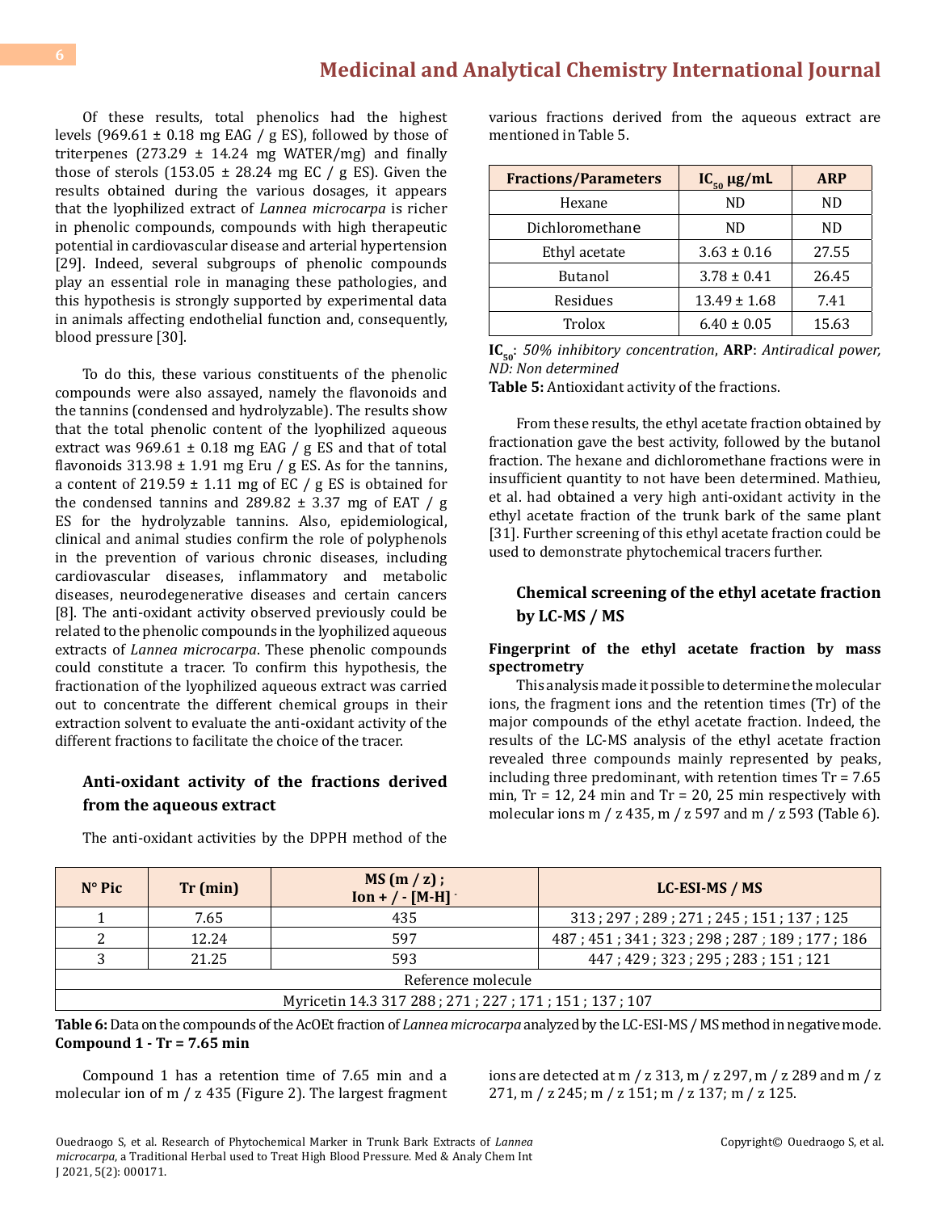Of these results, total phenolics had the highest levels (969.61 ± 0.18 mg EAG / g ES), followed by those of triterpenes (273.29 ± 14.24 mg WATER/mg) and finally those of sterols (153.05 ± 28.24 mg EC / g ES). Given the results obtained during the various dosages, it appears that the lyophilized extract of *Lannea microcarpa* is richer in phenolic compounds, compounds with high therapeutic potential in cardiovascular disease and arterial hypertension [29]. Indeed, several subgroups of phenolic compounds play an essential role in managing these pathologies, and this hypothesis is strongly supported by experimental data in animals affecting endothelial function and, consequently, blood pressure [30].

To do this, these various constituents of the phenolic compounds were also assayed, namely the flavonoids and the tannins (condensed and hydrolyzable). The results show that the total phenolic content of the lyophilized aqueous extract was 969.61 ± 0.18 mg EAG / g ES and that of total flavonoids 313.98 ± 1.91 mg Eru / g ES. As for the tannins, a content of 219.59 ± 1.11 mg of EC / g ES is obtained for the condensed tannins and 289.82 ± 3.37 mg of EAT / g ES for the hydrolyzable tannins. Also, epidemiological, clinical and animal studies confirm the role of polyphenols in the prevention of various chronic diseases, including cardiovascular diseases, inflammatory and metabolic diseases, neurodegenerative diseases and certain cancers [8]. The anti-oxidant activity observed previously could be related to the phenolic compounds in the lyophilized aqueous extracts of *Lannea microcarpa*. These phenolic compounds could constitute a tracer. To confirm this hypothesis, the fractionation of the lyophilized aqueous extract was carried out to concentrate the different chemical groups in their extraction solvent to evaluate the anti-oxidant activity of the different fractions to facilitate the choice of the tracer.

## Anti-oxidant activity of the fractions derived from the aqueous extract

The anti-oxidant activities by the DPPH method of the various fractions derived from the aqueous extract are mentioned in Table 5.

| Fractions/Parameters | $IC_{50}$ µg/mL | ARP |
|---|---|---|
| Hexane | ND | ND |
| Dichloromethane | ND | ND |
| Ethyl acetate | 3.63 ± 0.16 | 27.55 |
| Butanol | 3.78 ± 0.41 | 26.45 |
| Residues | 13.49 ± 1.68 | 7.41 |
| Trolox | 6.40 ± 0.05 | 15.63 |

**$IC_{50}$**: *50% inhibitory concentration*, **ARP**: *Antiradical power, ND: Non determined*

**Table 5:** Antioxidant activity of the fractions.

From these results, the ethyl acetate fraction obtained by fractionation gave the best activity, followed by the butanol fraction. The hexane and dichloromethane fractions were in insufficient quantity to not have been determined. Mathieu, et al. had obtained a very high anti-oxidant activity in the ethyl acetate fraction of the trunk bark of the same plant [31]. Further screening of this ethyl acetate fraction could be used to demonstrate phytochemical tracers further.

## Chemical screening of the ethyl acetate fraction by LC-MS / MS

### Fingerprint of the ethyl acetate fraction by mass spectrometry

This analysis made it possible to determine the molecular ions, the fragment ions and the retention times (Tr) of the major compounds of the ethyl acetate fraction. Indeed, the results of the LC-MS analysis of the ethyl acetate fraction revealed three compounds mainly represented by peaks, including three predominant, with retention times Tr = 7.65 min, Tr = 12, 24 min and Tr = 20, 25 min respectively with molecular ions m / z 435, m / z 597 and m / z 593 (Table 6).

| N° Pic | Tr (min) | MS (m / z) ; Ion + / - $[M-H]^-$ | LC-ESI-MS / MS |
|---|---|---|---|
| 1 | 7.65 | 435 | 313 ; 297 ; 289 ; 271 ; 245 ; 151 ; 137 ; 125 |
| 2 | 12.24 | 597 | 487 ; 451 ; 341 ; 323 ; 298 ; 287 ; 189 ; 177 ; 186 |
| 3 | 21.25 | 593 | 447 ; 429 ; 323 ; 295 ; 283 ; 151 ; 121 |
| Reference molecule | | | |
| Myricetin 14.3 317 288 ; 271 ; 227 ; 171 ; 151 ; 137 ; 107 | | | |

**Table 6:** Data on the compounds of the AcOEt fraction of *Lannea microcarpa* analyzed by the LC-ESI-MS / MS method in negative mode.

**Compound 1 - Tr = 7.65 min**

Compound 1 has a retention time of 7.65 min and a molecular ion of m / z 435 (Figure 2). The largest fragment ions are detected at m / z 313, m / z 297, m / z 289 and m / z 271, m / z 245; m / z 151; m / z 137; m / z 125.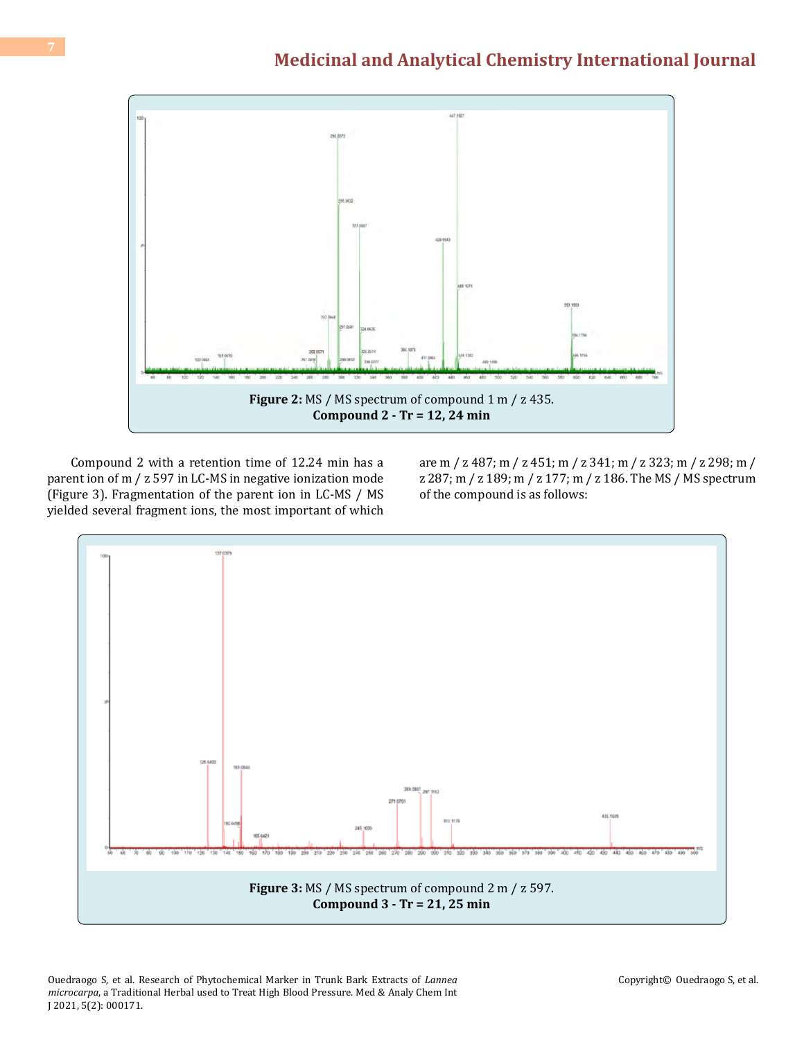**Figure 2:** MS / MS spectrum of compound 1 m / z 435.

**Compound 2 - Tr = 12, 24 min**

Compound 2 with a retention time of 12.24 min has a parent ion of m / z 597 in LC-MS in negative ionization mode (Figure 3). Fragmentation of the parent ion in LC-MS / MS yielded several fragment ions, the most important of which are m / z 487; m / z 451; m / z 341; m / z 323; m / z 298; m / z 287; m / z 189; m / z 177; m / z 186. The MS / MS spectrum of the compound is as follows:

**Figure 3:** MS / MS spectrum of compound 2 m / z 597.

**Compound 3 - Tr = 21, 25 min**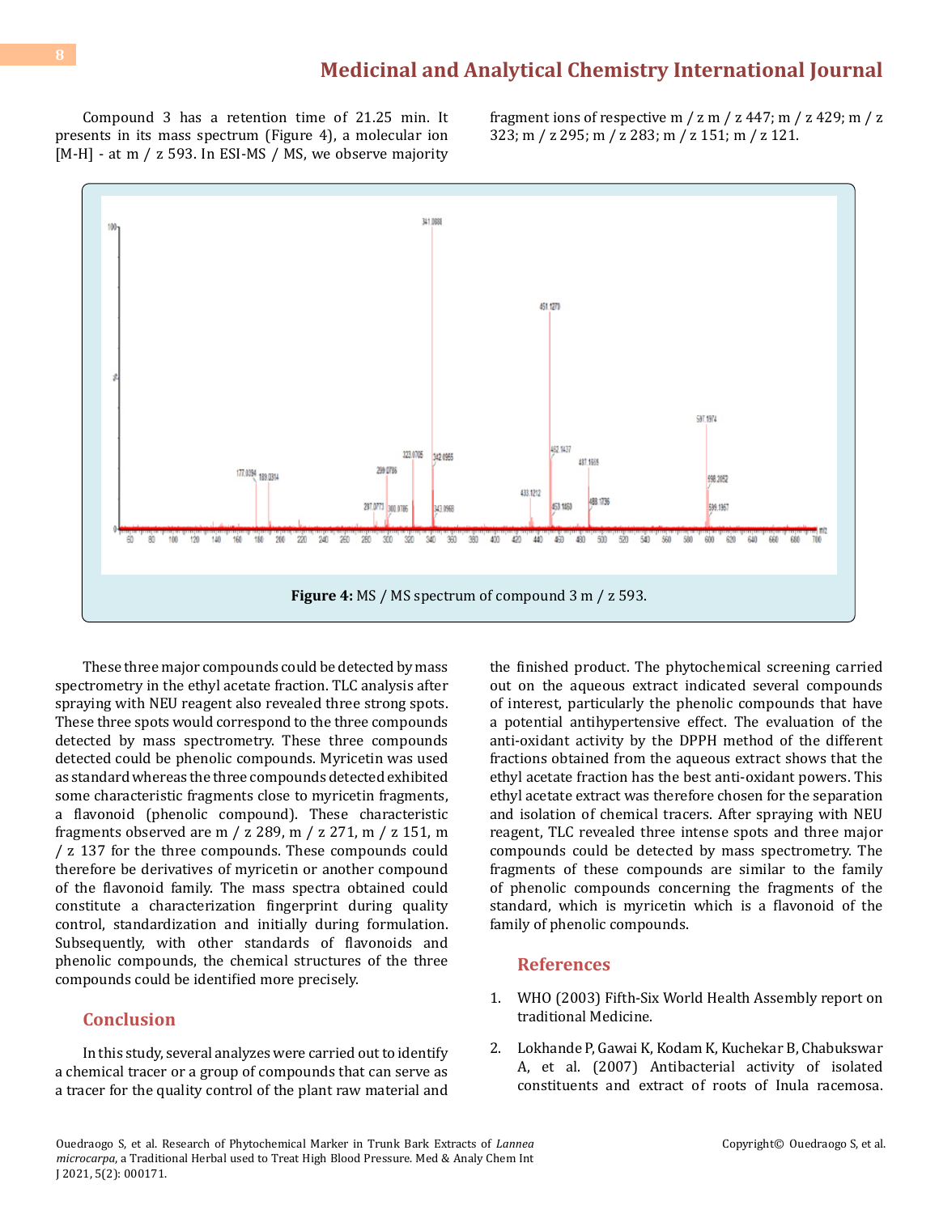Compound 3 has a retention time of 21.25 min. It presents in its mass spectrum (Figure 4), a molecular ion [M-H] - at m / z 593. In ESI-MS / MS, we observe majority fragment ions of respective m / z m / z 447; m / z 429; m / z 323; m / z 295; m / z 283; m / z 151; m / z 121.

**Figure 4:** MS / MS spectrum of compound 3 m / z 593.

These three major compounds could be detected by mass spectrometry in the ethyl acetate fraction. TLC analysis after spraying with NEU reagent also revealed three strong spots. These three spots would correspond to the three compounds detected by mass spectrometry. These three compounds detected could be phenolic compounds. Myricetin was used as standard whereas the three compounds detected exhibited some characteristic fragments close to myricetin fragments, a flavonoid (phenolic compound). These characteristic fragments observed are m / z 289, m / z 271, m / z 151, m / z 137 for the three compounds. These compounds could therefore be derivatives of myricetin or another compound of the flavonoid family. The mass spectra obtained could constitute a characterization fingerprint during quality control, standardization and initially during formulation. Subsequently, with other standards of flavonoids and phenolic compounds, the chemical structures of the three compounds could be identified more precisely.

## Conclusion

In this study, several analyzes were carried out to identify a chemical tracer or a group of compounds that can serve as a tracer for the quality control of the plant raw material and the finished product. The phytochemical screening carried out on the aqueous extract indicated several compounds of interest, particularly the phenolic compounds that have a potential antihypertensive effect. The evaluation of the anti-oxidant activity by the DPPH method of the different fractions obtained from the aqueous extract shows that the ethyl acetate fraction has the best anti-oxidant powers. This ethyl acetate extract was therefore chosen for the separation and isolation of chemical tracers. After spraying with NEU reagent, TLC revealed three intense spots and three major compounds could be detected by mass spectrometry. The fragments of these compounds are similar to the family of phenolic compounds concerning the fragments of the standard, which is myricetin which is a flavonoid of the family of phenolic compounds.

## References

1. WHO (2003) Fifth-Six World Health Assembly report on traditional Medicine.
2. Lokhande P, Gawai K, Kodam K, Kuchekar B, Chabukswar A, et al. (2007) Antibacterial activity of isolated constituents and extract of roots of Inula racemosa.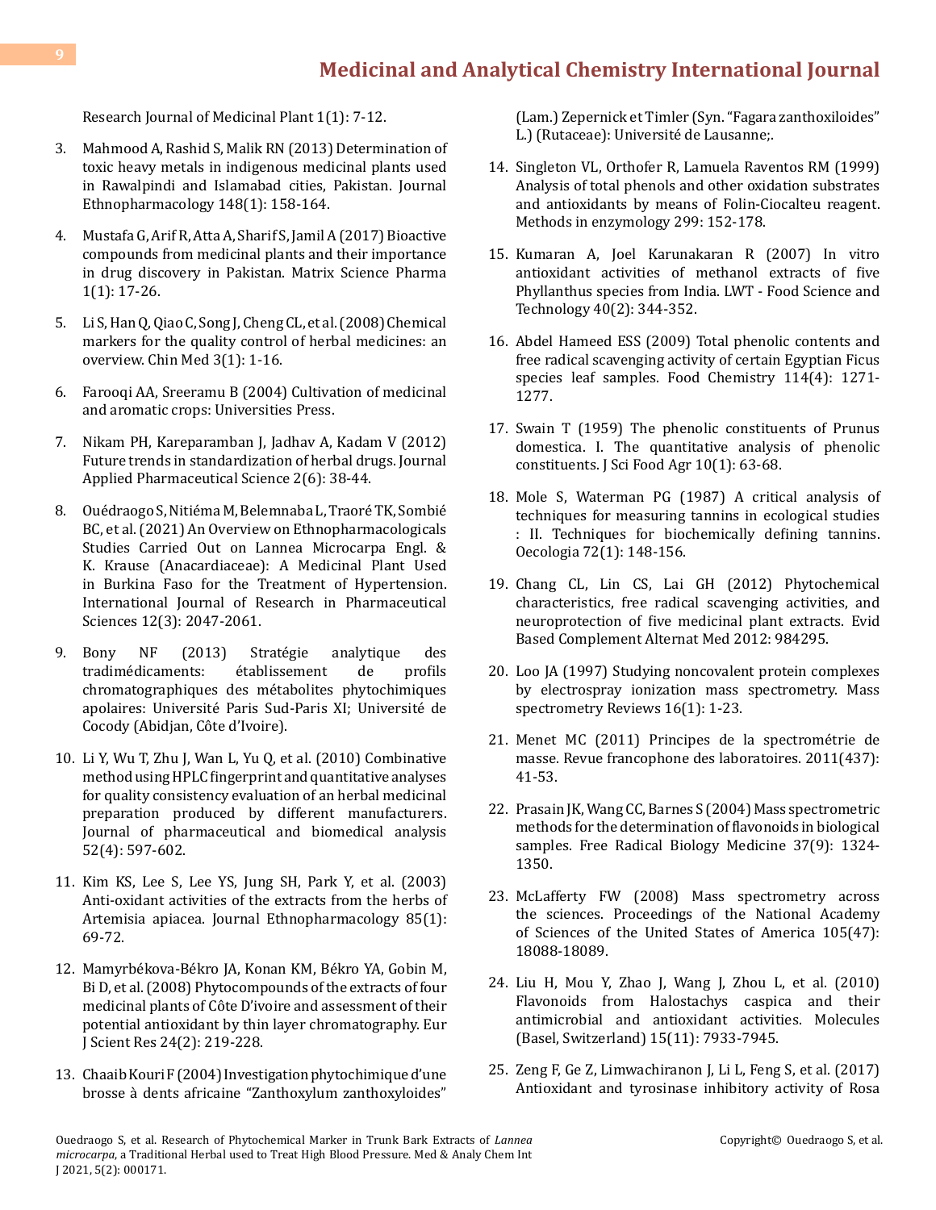Research Journal of Medicinal Plant 1(1): 7-12.

3. Mahmood A, Rashid S, Malik RN (2013) Determination of toxic heavy metals in indigenous medicinal plants used in Rawalpindi and Islamabad cities, Pakistan. Journal Ethnopharmacology 148(1): 158-164.

4. Mustafa G, Arif R, Atta A, Sharif S, Jamil A (2017) Bioactive compounds from medicinal plants and their importance in drug discovery in Pakistan. Matrix Science Pharma 1(1): 17-26.

5. Li S, Han Q, Qiao C, Song J, Cheng CL, et al. (2008) Chemical markers for the quality control of herbal medicines: an overview. Chin Med 3(1): 1-16.

6. Farooqi AA, Sreeramu B (2004) Cultivation of medicinal and aromatic crops: Universities Press.

7. Nikam PH, Kareparamban J, Jadhav A, Kadam V (2012) Future trends in standardization of herbal drugs. Journal Applied Pharmaceutical Science 2(6): 38-44.

8. Ouédraogo S, Nitiéma M, Belemnaba L, Traoré TK, Sombié BC, et al. (2021) An Overview on Ethnopharmacologicals Studies Carried Out on Lannea Microcarpa Engl. & K. Krause (Anacardiaceae): A Medicinal Plant Used in Burkina Faso for the Treatment of Hypertension. International Journal of Research in Pharmaceutical Sciences 12(3): 2047-2061.

9. Bony NF (2013) Stratégie analytique des tradimédicaments: établissement de profils chromatographiques des métabolites phytochimiques apolaires: Université Paris Sud-Paris XI; Université de Cocody (Abidjan, Côte d'Ivoire).

10. Li Y, Wu T, Zhu J, Wan L, Yu Q, et al. (2010) Combinative method using HPLC fingerprint and quantitative analyses for quality consistency evaluation of an herbal medicinal preparation produced by different manufacturers. Journal of pharmaceutical and biomedical analysis 52(4): 597-602.

11. Kim KS, Lee S, Lee YS, Jung SH, Park Y, et al. (2003) Anti-oxidant activities of the extracts from the herbs of Artemisia apiacea. Journal Ethnopharmacology 85(1): 69-72.

12. Mamyrbékova-Békro JA, Konan KM, Békro YA, Gobin M, Bi D, et al. (2008) Phytocompounds of the extracts of four medicinal plants of Côte D'ivoire and assessment of their potential antioxidant by thin layer chromatography. Eur J Scient Res 24(2): 219-228.

13. Chaaib Kouri F (2004) Investigation phytochimique d'une brosse à dents africaine "Zanthoxylum zanthoxyloides" (Lam.) Zepernick et Timler (Syn. "Fagara zanthoxiloides" L.) (Rutaceae): Université de Lausanne;.

14. Singleton VL, Orthofer R, Lamuela Raventos RM (1999) Analysis of total phenols and other oxidation substrates and antioxidants by means of Folin-Ciocalteu reagent. Methods in enzymology 299: 152-178.

15. Kumaran A, Joel Karunakaran R (2007) In vitro antioxidant activities of methanol extracts of five Phyllanthus species from India. LWT - Food Science and Technology 40(2): 344-352.

16. Abdel Hameed ESS (2009) Total phenolic contents and free radical scavenging activity of certain Egyptian Ficus species leaf samples. Food Chemistry 114(4): 1271-1277.

17. Swain T (1959) The phenolic constituents of Prunus domestica. I. The quantitative analysis of phenolic constituents. J Sci Food Agr 10(1): 63-68.

18. Mole S, Waterman PG (1987) A critical analysis of techniques for measuring tannins in ecological studies : II. Techniques for biochemically defining tannins. Oecologia 72(1): 148-156.

19. Chang CL, Lin CS, Lai GH (2012) Phytochemical characteristics, free radical scavenging activities, and neuroprotection of five medicinal plant extracts. Evid Based Complement Alternat Med 2012: 984295.

20. Loo JA (1997) Studying noncovalent protein complexes by electrospray ionization mass spectrometry. Mass spectrometry Reviews 16(1): 1-23.

21. Menet MC (2011) Principes de la spectrométrie de masse. Revue francophone des laboratoires. 2011(437): 41-53.

22. Prasain JK, Wang CC, Barnes S (2004) Mass spectrometric methods for the determination of flavonoids in biological samples. Free Radical Biology Medicine 37(9): 1324-1350.

23. McLafferty FW (2008) Mass spectrometry across the sciences. Proceedings of the National Academy of Sciences of the United States of America 105(47): 18088-18089.

24. Liu H, Mou Y, Zhao J, Wang J, Zhou L, et al. (2010) Flavonoids from Halostachys caspica and their antimicrobial and antioxidant activities. Molecules (Basel, Switzerland) 15(11): 7933-7945.

25. Zeng F, Ge Z, Limwachiranon J, Li L, Feng S, et al. (2017) Antioxidant and tyrosinase inhibitory activity of Rosa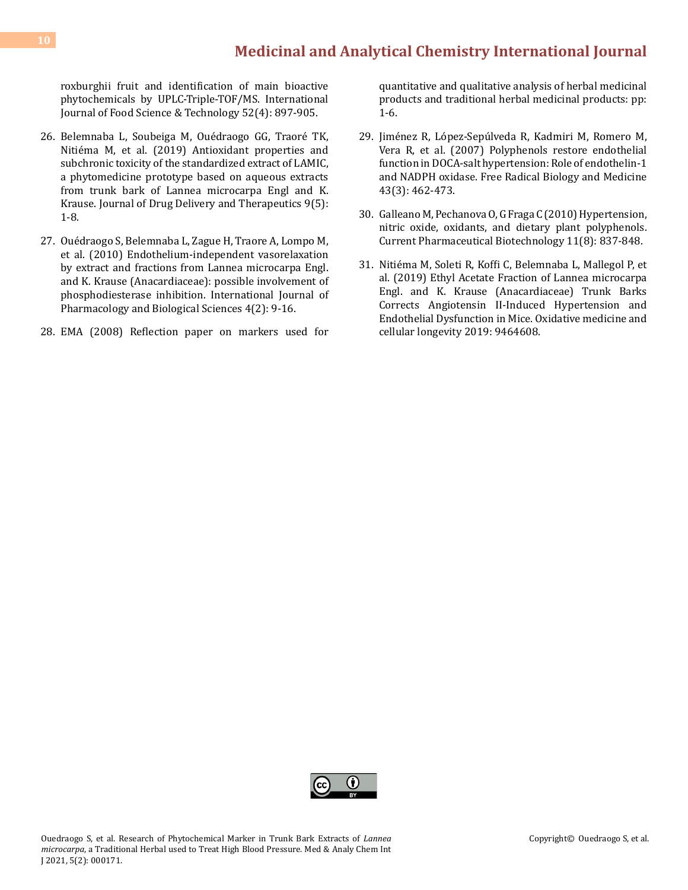roxburghii fruit and identification of main bioactive phytochemicals by UPLC-Triple-TOF/MS. International Journal of Food Science & Technology 52(4): 897-905.

26. Belemnaba L, Soubeiga M, Ouédraogo GG, Traoré TK, Nitiéma M, et al. (2019) Antioxidant properties and subchronic toxicity of the standardized extract of LAMIC, a phytomedicine prototype based on aqueous extracts from trunk bark of Lannea microcarpa Engl and K. Krause. Journal of Drug Delivery and Therapeutics 9(5): 1-8.

27. Ouédraogo S, Belemnaba L, Zague H, Traore A, Lompo M, et al. (2010) Endothelium-independent vasorelaxation by extract and fractions from Lannea microcarpa Engl. and K. Krause (Anacardiaceae): possible involvement of phosphodiesterase inhibition. International Journal of Pharmacology and Biological Sciences 4(2): 9-16.

28. EMA (2008) Reflection paper on markers used for quantitative and qualitative analysis of herbal medicinal products and traditional herbal medicinal products: pp: 1-6.

29. Jiménez R, López-Sepúlveda R, Kadmiri M, Romero M, Vera R, et al. (2007) Polyphenols restore endothelial function in DOCA-salt hypertension: Role of endothelin-1 and NADPH oxidase. Free Radical Biology and Medicine 43(3): 462-473.

30. Galleano M, Pechanova O, G Fraga C (2010) Hypertension, nitric oxide, oxidants, and dietary plant polyphenols. Current Pharmaceutical Biotechnology 11(8): 837-848.

31. Nitiéma M, Soleti R, Koffi C, Belemnaba L, Mallegol P, et al. (2019) Ethyl Acetate Fraction of Lannea microcarpa Engl. and K. Krause (Anacardiaceae) Trunk Barks Corrects Angiotensin II-Induced Hypertension and Endothelial Dysfunction in Mice. Oxidative medicine and cellular longevity 2019: 9464608.